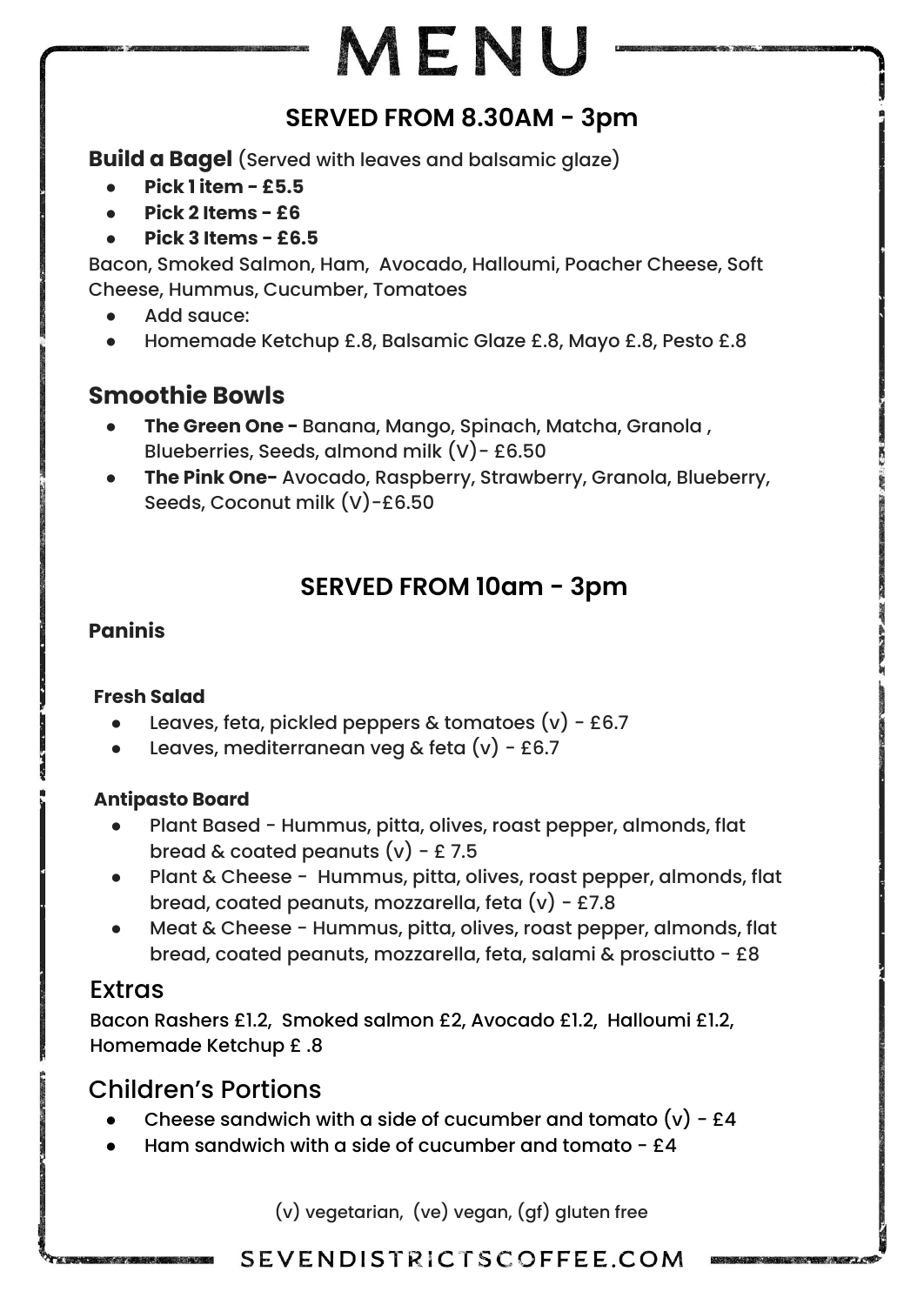# MENU

## SERVED FROM 8.30AM - 3pm

**Build a Bagel** (Served with leaves and balsamic glaze)

- **Pick 1 item - £5.5**
- **Pick 2 Items - £6**
- **Pick 3 Items - £6.5**

Bacon, Smoked Salmon, Ham, Avocado, Halloumi, Poacher Cheese, Soft Cheese, Hummus, Cucumber, Tomatoes

- Add sauce:
- Homemade Ketchup £.8, Balsamic Glaze £.8, Mayo £.8, Pesto £.8

### Smoothie Bowls

- **The Green One -** Banana, Mango, Spinach, Matcha, Granola , Blueberries, Seeds, almond milk (V)- £6.50
- **The Pink One-** Avocado, Raspberry, Strawberry, Granola, Blueberry, Seeds, Coconut milk (V)-£6.50

## SERVED FROM 10am - 3pm

**Paninis**

**Fresh Salad**

- Leaves, feta, pickled peppers & tomatoes (v) - £6.7
- Leaves, mediterranean veg & feta (v) - £6.7

**Antipasto Board**

- Plant Based - Hummus, pitta, olives, roast pepper, almonds, flat bread & coated peanuts (v) - £ 7.5
- Plant & Cheese - Hummus, pitta, olives, roast pepper, almonds, flat bread, coated peanuts, mozzarella, feta (v) - £7.8
- Meat & Cheese - Hummus, pitta, olives, roast pepper, almonds, flat bread, coated peanuts, mozzarella, feta, salami & prosciutto - £8

### Extras

Bacon Rashers £1.2, Smoked salmon £2, Avocado £1.2, Halloumi £1.2, Homemade Ketchup £ .8

### Children's Portions

- Cheese sandwich with a side of cucumber and tomato (v) - £4
- Ham sandwich with a side of cucumber and tomato - £4

(v) vegetarian, (ve) vegan, (gf) gluten free

SEVENDISTRICTSCOFFEE.COM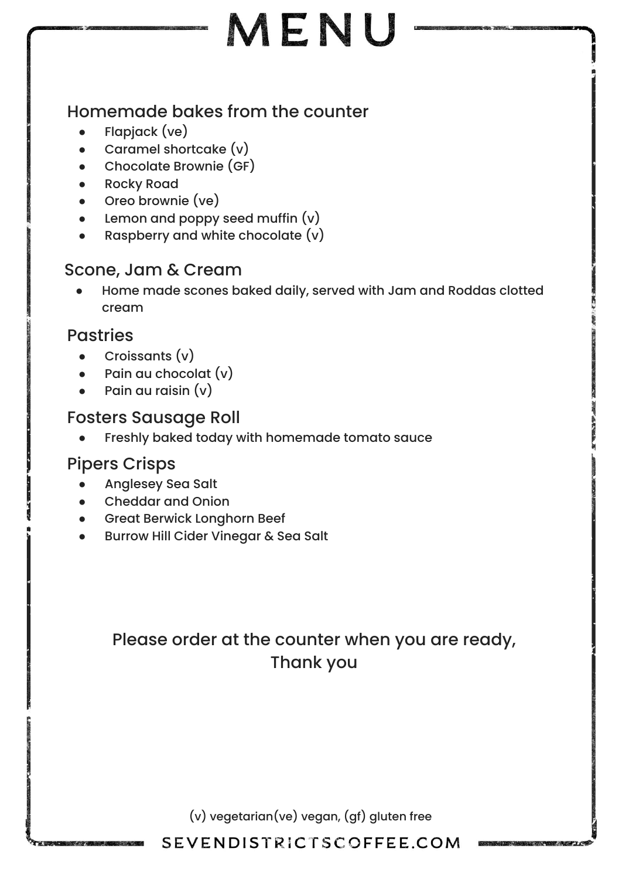# MENU

## Homemade bakes from the counter

- Flapjack (ve)
- Caramel shortcake (v)
- Chocolate Brownie (GF)
- Rocky Road
- Oreo brownie (ve)
- Lemon and poppy seed muffin (v)
- Raspberry and white chocolate (v)

## Scone, Jam & Cream

- Home made scones baked daily, served with Jam and Roddas clotted cream

## Pastries

- Croissants (v)
- Pain au chocolat (v)
- Pain au raisin (v)

## Fosters Sausage Roll

- Freshly baked today with homemade tomato sauce

## Pipers Crisps

- Anglesey Sea Salt
- Cheddar and Onion
- Great Berwick Longhorn Beef
- Burrow Hill Cider Vinegar & Sea Salt

Please order at the counter when you are ready,
Thank you

(v) vegetarian(ve) vegan, (gf) gluten free

SEVENDISTRICTSCOFFEE.COM